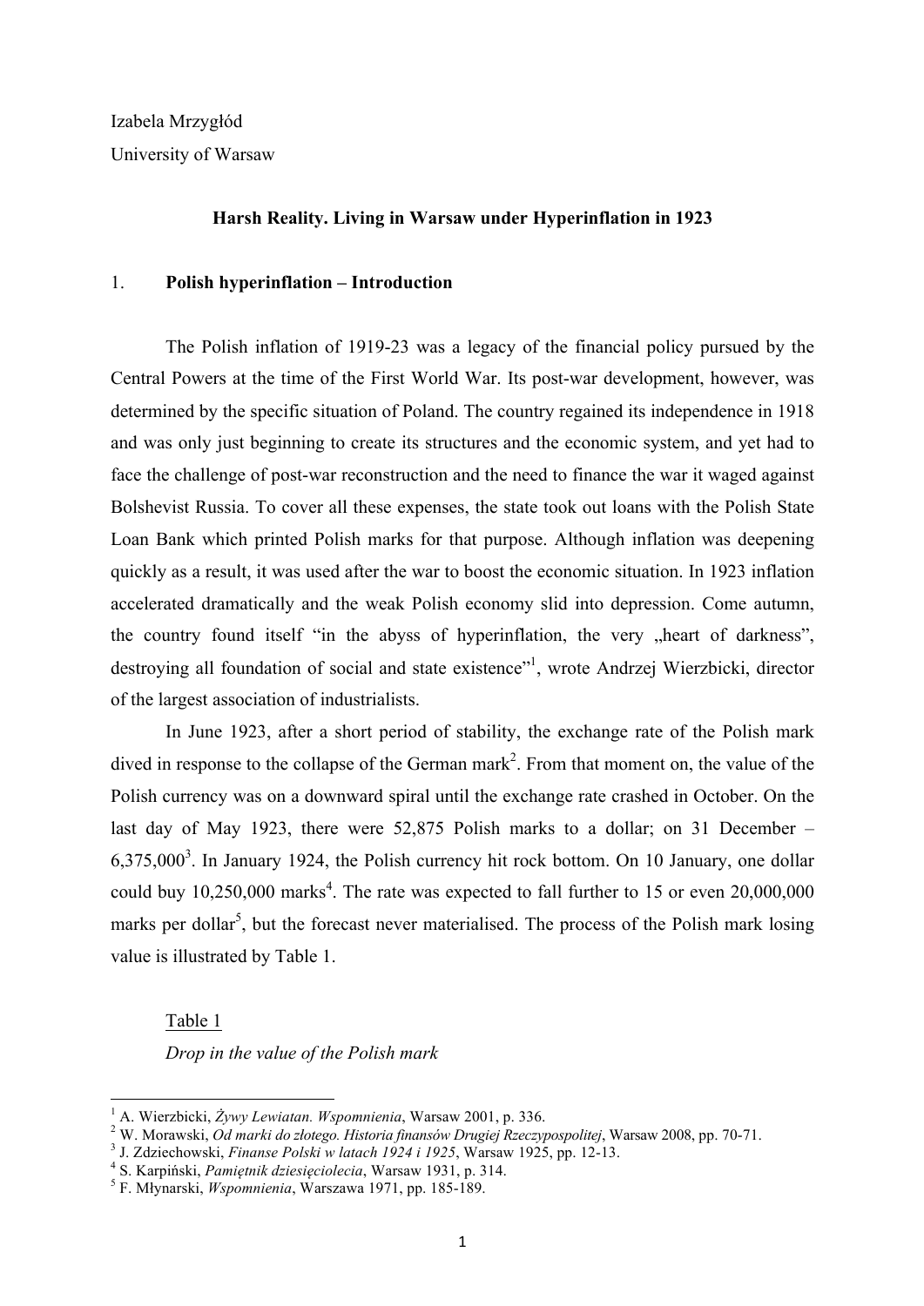Izabela Mrzygłód

University of Warsaw

# Harsh Reality. Living in Warsaw under Hyperinflation in 1923

## 1. Polish hyperinflation – Introduction

The Polish inflation of 1919-23 was a legacy of the financial policy pursued by the Central Powers at the time of the First World War. Its post-war development, however, was determined by the specific situation of Poland. The country regained its independence in 1918 and was only just beginning to create its structures and the economic system, and yet had to face the challenge of post-war reconstruction and the need to finance the war it waged against Bolshevist Russia. To cover all these expenses, the state took out loans with the Polish State Loan Bank which printed Polish marks for that purpose. Although inflation was deepening quickly as a result, it was used after the war to boost the economic situation. In 1923 inflation accelerated dramatically and the weak Polish economy slid into depression. Come autumn, the country found itself "in the abyss of hyperinflation, the very „heart of darkness", destroying all foundation of social and state existence"[1], wrote Andrzej Wierzbicki, director of the largest association of industrialists.

In June 1923, after a short period of stability, the exchange rate of the Polish mark dived in response to the collapse of the German mark[2]. From that moment on, the value of the Polish currency was on a downward spiral until the exchange rate crashed in October. On the last day of May 1923, there were 52,875 Polish marks to a dollar; on 31 December – 6,375,000[3]. In January 1924, the Polish currency hit rock bottom. On 10 January, one dollar could buy 10,250,000 marks[4]. The rate was expected to fall further to 15 or even 20,000,000 marks per dollar[5], but the forecast never materialised. The process of the Polish mark losing value is illustrated by Table 1.

Table 1

*Drop in the value of the Polish mark*

---

[1] A. Wierzbicki, *Żywy Lewiatan. Wspomnienia*, Warsaw 2001, p. 336.

[2] W. Morawski, *Od marki do złotego. Historia finansów Drugiej Rzeczypospolitej*, Warsaw 2008, pp. 70-71.

[3] J. Zdziechowski, *Finanse Polski w latach 1924 i 1925*, Warsaw 1925, pp. 12-13.

[4] S. Karpiński, *Pamiętnik dziesięciolecia*, Warsaw 1931, p. 314.

[5] F. Młynarski, *Wspomnienia*, Warszawa 1971, pp. 185-189.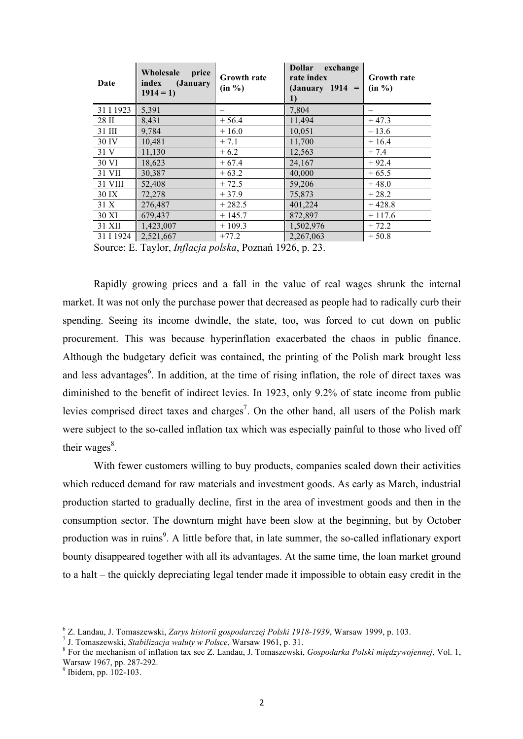| Date | Wholesale price index (January 1914 = 1) | Growth rate (in %) | Dollar exchange rate index (January 1914 = 1) | Growth rate (in %) |
|---|---|---|---|---|
| 31 I 1923 | 5,391 | – | 7,804 | – |
| 28 II | 8,431 | + 56.4 | 11,494 | + 47.3 |
| 31 III | 9,784 | + 16.0 | 10,051 | – 13.6 |
| 30 IV | 10,481 | + 7.1 | 11,700 | + 16.4 |
| 31 V | 11,130 | + 6.2 | 12,563 | + 7.4 |
| 30 VI | 18,623 | + 67.4 | 24,167 | + 92.4 |
| 31 VII | 30,387 | + 63.2 | 40,000 | + 65.5 |
| 31 VIII | 52,408 | + 72.5 | 59,206 | + 48.0 |
| 30 IX | 72,278 | + 37.9 | 75,873 | + 28.2 |
| 31 X | 276,487 | + 282.5 | 401,224 | + 428.8 |
| 30 XI | 679,437 | + 145.7 | 872,897 | + 117.6 |
| 31 XII | 1,423,007 | + 109.3 | 1,502,976 | + 72.2 |
| 31 I 1924 | 2,521,667 | +77.2 | 2,267,063 | + 50.8 |

Source: E. Taylor, *Inflacja polska*, Poznań 1926, p. 23.

Rapidly growing prices and a fall in the value of real wages shrunk the internal market. It was not only the purchase power that decreased as people had to radically curb their spending. Seeing its income dwindle, the state, too, was forced to cut down on public procurement. This was because hyperinflation exacerbated the chaos in public finance. Although the budgetary deficit was contained, the printing of the Polish mark brought less and less advantages[6]. In addition, at the time of rising inflation, the role of direct taxes was diminished to the benefit of indirect levies. In 1923, only 9.2% of state income from public levies comprised direct taxes and charges[7]. On the other hand, all users of the Polish mark were subject to the so-called inflation tax which was especially painful to those who lived off their wages[8].

With fewer customers willing to buy products, companies scaled down their activities which reduced demand for raw materials and investment goods. As early as March, industrial production started to gradually decline, first in the area of investment goods and then in the consumption sector. The downturn might have been slow at the beginning, but by October production was in ruins[9]. A little before that, in late summer, the so-called inflationary export bounty disappeared together with all its advantages. At the same time, the loan market ground to a halt – the quickly depreciating legal tender made it impossible to obtain easy credit in the

---

[6] Z. Landau, J. Tomaszewski, *Zarys historii gospodarczej Polski 1918-1939*, Warsaw 1999, p. 103.

[7] J. Tomaszewski, *Stabilizacja waluty w Polsce*, Warsaw 1961, p. 31.

[8] For the mechanism of inflation tax see Z. Landau, J. Tomaszewski, *Gospodarka Polski międzywojennej*, Vol. 1, Warsaw 1967, pp. 287-292.

[9] Ibidem, pp. 102-103.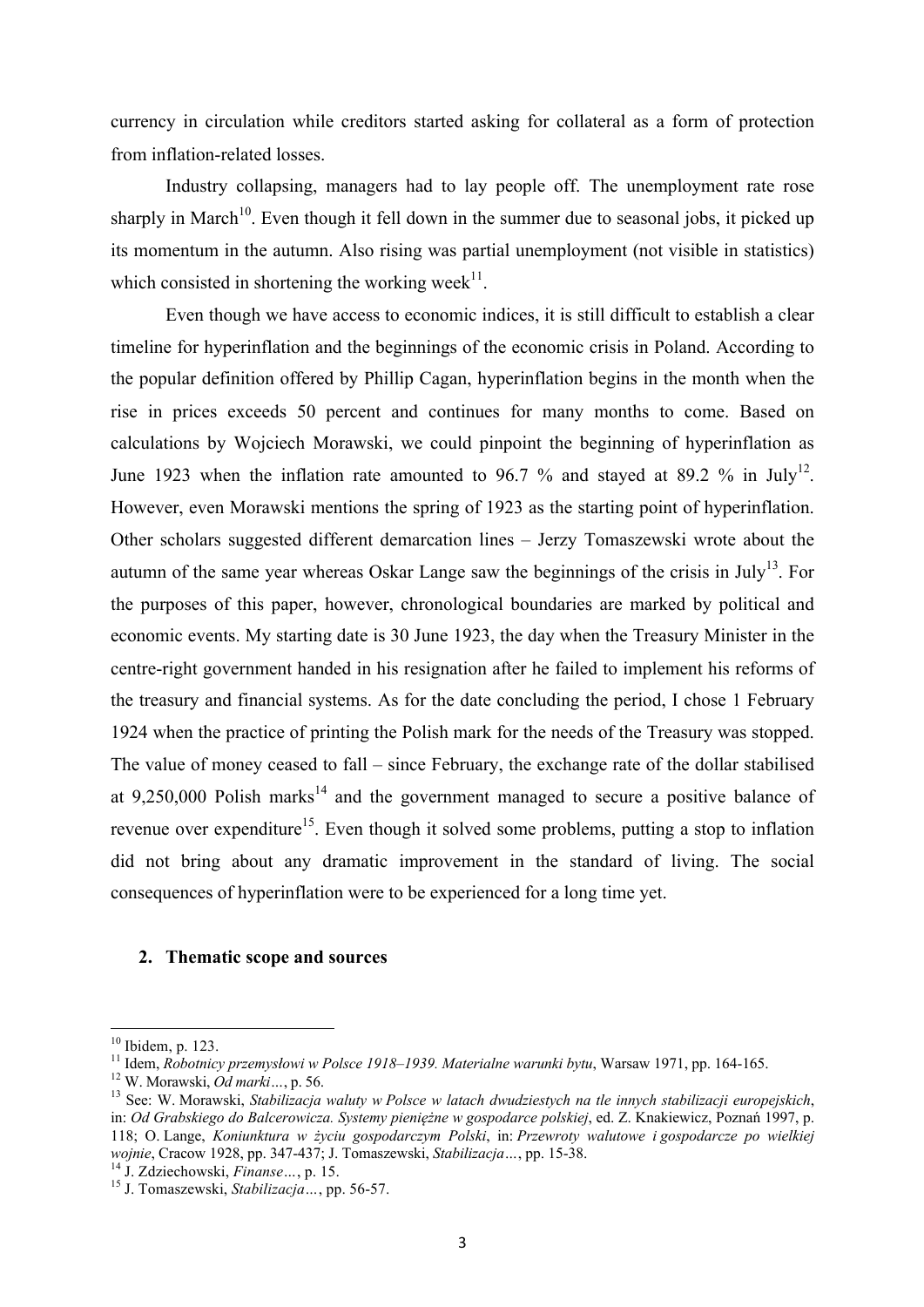currency in circulation while creditors started asking for collateral as a form of protection from inflation-related losses.

Industry collapsing, managers had to lay people off. The unemployment rate rose sharply in March[10]. Even though it fell down in the summer due to seasonal jobs, it picked up its momentum in the autumn. Also rising was partial unemployment (not visible in statistics) which consisted in shortening the working week[11].

Even though we have access to economic indices, it is still difficult to establish a clear timeline for hyperinflation and the beginnings of the economic crisis in Poland. According to the popular definition offered by Phillip Cagan, hyperinflation begins in the month when the rise in prices exceeds 50 percent and continues for many months to come. Based on calculations by Wojciech Morawski, we could pinpoint the beginning of hyperinflation as June 1923 when the inflation rate amounted to 96.7 % and stayed at 89.2 % in July[12]. However, even Morawski mentions the spring of 1923 as the starting point of hyperinflation. Other scholars suggested different demarcation lines – Jerzy Tomaszewski wrote about the autumn of the same year whereas Oskar Lange saw the beginnings of the crisis in July[13]. For the purposes of this paper, however, chronological boundaries are marked by political and economic events. My starting date is 30 June 1923, the day when the Treasury Minister in the centre-right government handed in his resignation after he failed to implement his reforms of the treasury and financial systems. As for the date concluding the period, I chose 1 February 1924 when the practice of printing the Polish mark for the needs of the Treasury was stopped. The value of money ceased to fall – since February, the exchange rate of the dollar stabilised at 9,250,000 Polish marks[14] and the government managed to secure a positive balance of revenue over expenditure[15]. Even though it solved some problems, putting a stop to inflation did not bring about any dramatic improvement in the standard of living. The social consequences of hyperinflation were to be experienced for a long time yet.

## 2. Thematic scope and sources

---

[10] Ibidem, p. 123.

[11] Idem, *Robotnicy przemysłowi w Polsce 1918–1939. Materialne warunki bytu*, Warsaw 1971, pp. 164-165.

[12] W. Morawski, *Od marki…*, p. 56.

[13] See: W. Morawski, *Stabilizacja waluty w Polsce w latach dwudziestych na tle innych stabilizacji europejskich*, in: *Od Grabskiego do Balcerowicza. Systemy pieniężne w gospodarce polskiej*, ed. Z. Knakiewicz, Poznań 1997, p. 118; O. Lange, *Koniunktura w życiu gospodarczym Polski*, in: *Przewroty walutowe i gospodarcze po wielkiej wojnie*, Cracow 1928, pp. 347-437; J. Tomaszewski, *Stabilizacja…*, pp. 15-38.

[14] J. Zdziechowski, *Finanse…*, p. 15.

[15] J. Tomaszewski, *Stabilizacja…*, pp. 56-57.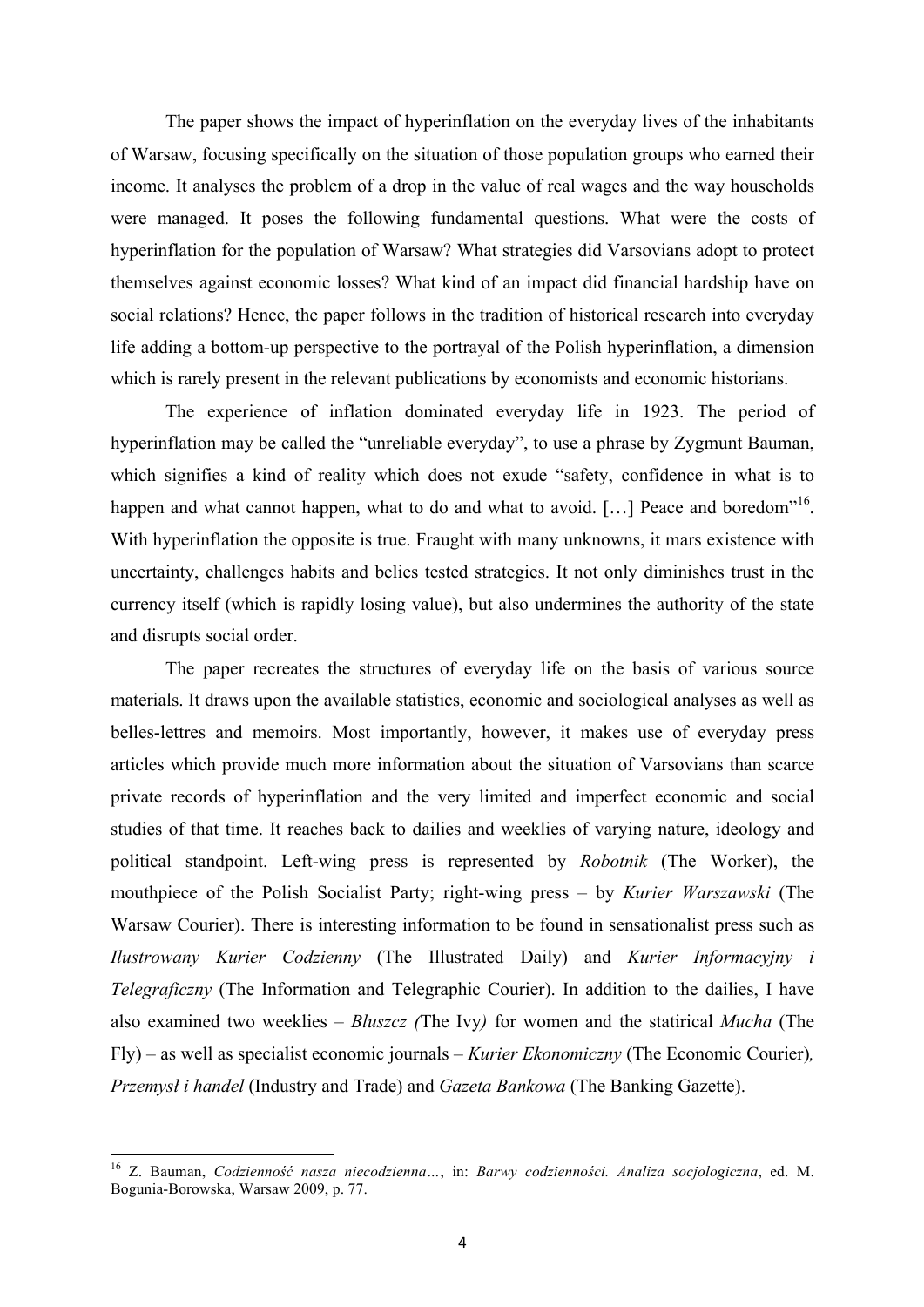The paper shows the impact of hyperinflation on the everyday lives of the inhabitants of Warsaw, focusing specifically on the situation of those population groups who earned their income. It analyses the problem of a drop in the value of real wages and the way households were managed. It poses the following fundamental questions. What were the costs of hyperinflation for the population of Warsaw? What strategies did Varsovians adopt to protect themselves against economic losses? What kind of an impact did financial hardship have on social relations? Hence, the paper follows in the tradition of historical research into everyday life adding a bottom-up perspective to the portrayal of the Polish hyperinflation, a dimension which is rarely present in the relevant publications by economists and economic historians.

The experience of inflation dominated everyday life in 1923. The period of hyperinflation may be called the "unreliable everyday", to use a phrase by Zygmunt Bauman, which signifies a kind of reality which does not exude "safety, confidence in what is to happen and what cannot happen, what to do and what to avoid. […] Peace and boredom"[16]. With hyperinflation the opposite is true. Fraught with many unknowns, it mars existence with uncertainty, challenges habits and belies tested strategies. It not only diminishes trust in the currency itself (which is rapidly losing value), but also undermines the authority of the state and disrupts social order.

The paper recreates the structures of everyday life on the basis of various source materials. It draws upon the available statistics, economic and sociological analyses as well as belles-lettres and memoirs. Most importantly, however, it makes use of everyday press articles which provide much more information about the situation of Varsovians than scarce private records of hyperinflation and the very limited and imperfect economic and social studies of that time. It reaches back to dailies and weeklies of varying nature, ideology and political standpoint. Left-wing press is represented by *Robotnik* (The Worker), the mouthpiece of the Polish Socialist Party; right-wing press – by *Kurier Warszawski* (The Warsaw Courier). There is interesting information to be found in sensationalist press such as *Ilustrowany Kurier Codzienny* (The Illustrated Daily) and *Kurier Informacyjny i Telegraficzny* (The Information and Telegraphic Courier). In addition to the dailies, I have also examined two weeklies – *Bluszcz (*The Ivy*)* for women and the statirical *Mucha* (The Fly) – as well as specialist economic journals – *Kurier Ekonomiczny* (The Economic Courier)*, Przemysł i handel* (Industry and Trade) and *Gazeta Bankowa* (The Banking Gazette).

---

[16] Z. Bauman, *Codzienność nasza niecodzienna…*, in: *Barwy codzienności. Analiza socjologiczna*, ed. M. Bogunia-Borowska, Warsaw 2009, p. 77.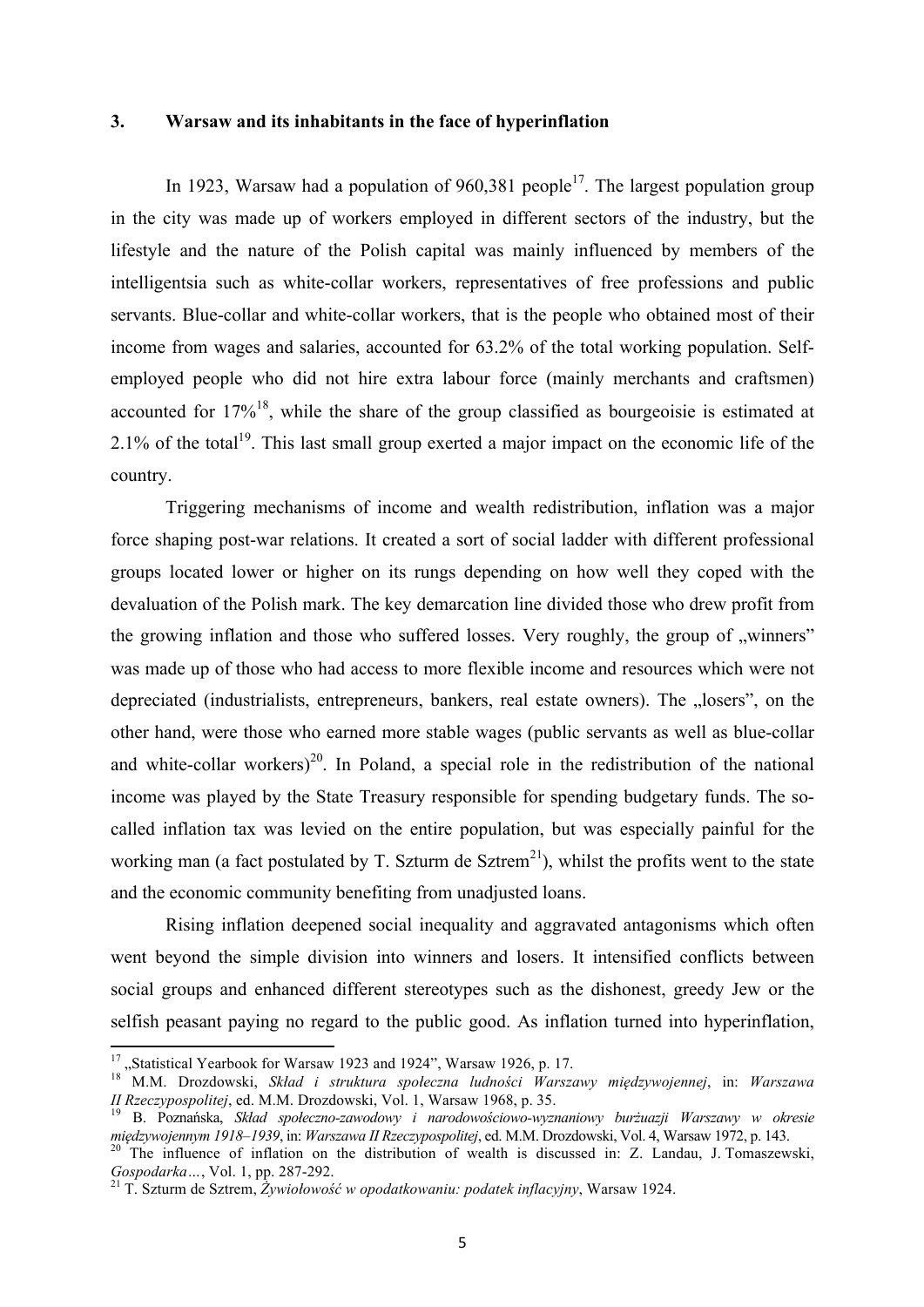### 3. Warsaw and its inhabitants in the face of hyperinflation

In 1923, Warsaw had a population of 960,381 people[17]. The largest population group in the city was made up of workers employed in different sectors of the industry, but the lifestyle and the nature of the Polish capital was mainly influenced by members of the intelligentsia such as white-collar workers, representatives of free professions and public servants. Blue-collar and white-collar workers, that is the people who obtained most of their income from wages and salaries, accounted for 63.2% of the total working population. Self-employed people who did not hire extra labour force (mainly merchants and craftsmen) accounted for 17%[18], while the share of the group classified as bourgeoisie is estimated at 2.1% of the total[19]. This last small group exerted a major impact on the economic life of the country.

Triggering mechanisms of income and wealth redistribution, inflation was a major force shaping post-war relations. It created a sort of social ladder with different professional groups located lower or higher on its rungs depending on how well they coped with the devaluation of the Polish mark. The key demarcation line divided those who drew profit from the growing inflation and those who suffered losses. Very roughly, the group of „winners" was made up of those who had access to more flexible income and resources which were not depreciated (industrialists, entrepreneurs, bankers, real estate owners). The „losers", on the other hand, were those who earned more stable wages (public servants as well as blue-collar and white-collar workers)[20]. In Poland, a special role in the redistribution of the national income was played by the State Treasury responsible for spending budgetary funds. The so-called inflation tax was levied on the entire population, but was especially painful for the working man (a fact postulated by T. Szturm de Sztrem[21]), whilst the profits went to the state and the economic community benefiting from unadjusted loans.

Rising inflation deepened social inequality and aggravated antagonisms which often went beyond the simple division into winners and losers. It intensified conflicts between social groups and enhanced different stereotypes such as the dishonest, greedy Jew or the selfish peasant paying no regard to the public good. As inflation turned into hyperinflation,

---

[17] „Statistical Yearbook for Warsaw 1923 and 1924", Warsaw 1926, p. 17.

[18] M.M. Drozdowski, *Skład i struktura społeczna ludności Warszawy międzywojennej*, in: *Warszawa II Rzeczypospolitej*, ed. M.M. Drozdowski, Vol. 1, Warsaw 1968, p. 35.

[19] B. Poznańska, *Skład społeczno-zawodowy i narodowościowo-wyznaniowy burżuazji Warszawy w okresie międzywojennym 1918–1939*, in: *Warszawa II Rzeczypospolitej*, ed. M.M. Drozdowski, Vol. 4, Warsaw 1972, p. 143.

[20] The influence of inflation on the distribution of wealth is discussed in: Z. Landau, J. Tomaszewski, *Gospodarka…*, Vol. 1, pp. 287-292.

[21] T. Szturm de Sztrem, *Żywiołowość w opodatkowaniu: podatek inflacyjny*, Warsaw 1924.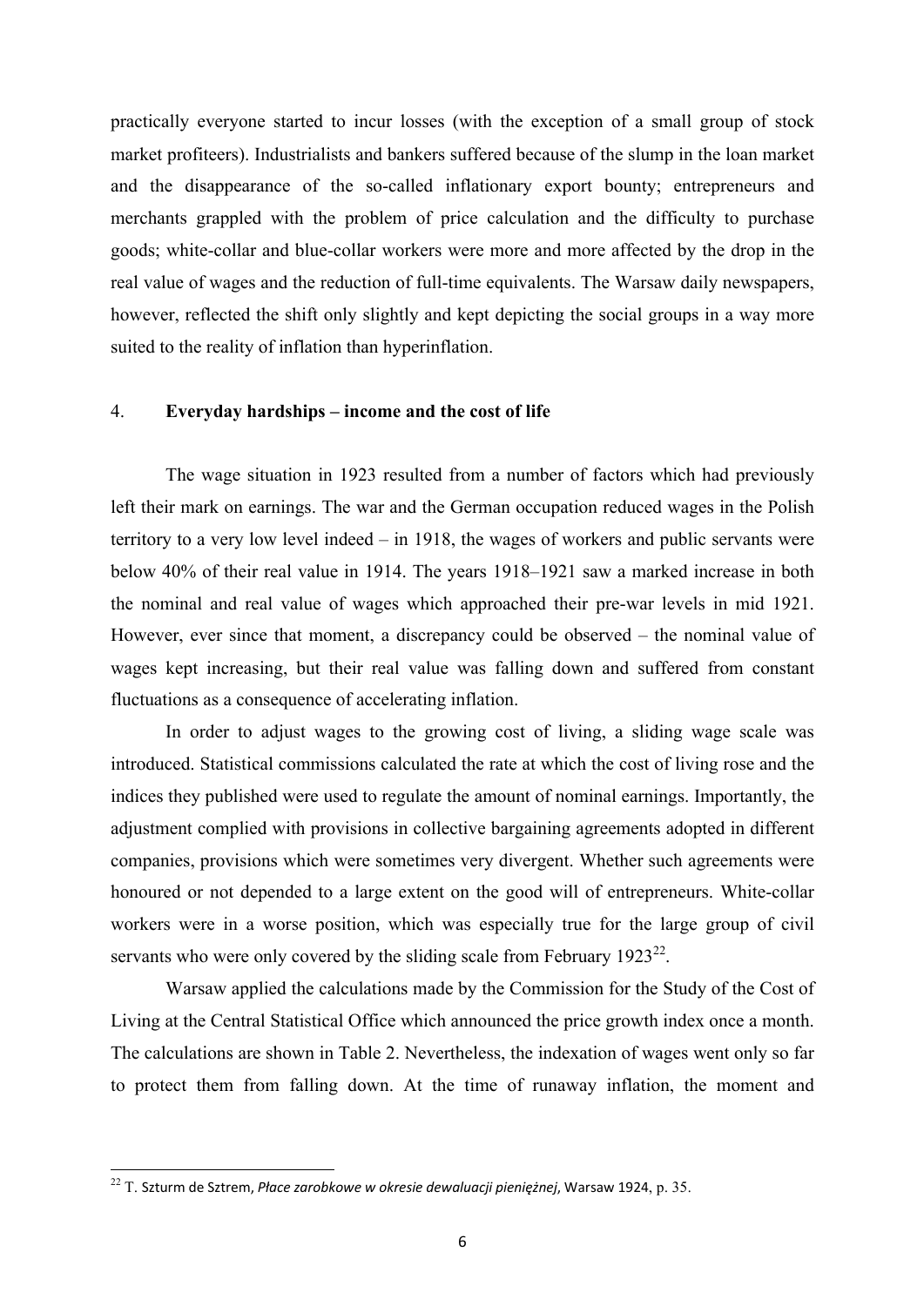practically everyone started to incur losses (with the exception of a small group of stock market profiteers). Industrialists and bankers suffered because of the slump in the loan market and the disappearance of the so-called inflationary export bounty; entrepreneurs and merchants grappled with the problem of price calculation and the difficulty to purchase goods; white-collar and blue-collar workers were more and more affected by the drop in the real value of wages and the reduction of full-time equivalents. The Warsaw daily newspapers, however, reflected the shift only slightly and kept depicting the social groups in a way more suited to the reality of inflation than hyperinflation.

## 4. **Everyday hardships – income and the cost of life**

The wage situation in 1923 resulted from a number of factors which had previously left their mark on earnings. The war and the German occupation reduced wages in the Polish territory to a very low level indeed – in 1918, the wages of workers and public servants were below 40% of their real value in 1914. The years 1918–1921 saw a marked increase in both the nominal and real value of wages which approached their pre-war levels in mid 1921. However, ever since that moment, a discrepancy could be observed – the nominal value of wages kept increasing, but their real value was falling down and suffered from constant fluctuations as a consequence of accelerating inflation.

In order to adjust wages to the growing cost of living, a sliding wage scale was introduced. Statistical commissions calculated the rate at which the cost of living rose and the indices they published were used to regulate the amount of nominal earnings. Importantly, the adjustment complied with provisions in collective bargaining agreements adopted in different companies, provisions which were sometimes very divergent. Whether such agreements were honoured or not depended to a large extent on the good will of entrepreneurs. White-collar workers were in a worse position, which was especially true for the large group of civil servants who were only covered by the sliding scale from February 1923[22].

Warsaw applied the calculations made by the Commission for the Study of the Cost of Living at the Central Statistical Office which announced the price growth index once a month. The calculations are shown in Table 2. Nevertheless, the indexation of wages went only so far to protect them from falling down. At the time of runaway inflation, the moment and

---

[22] T. Szturm de Sztrem, *Płace zarobkowe w okresie dewaluacji pieniężnej*, Warsaw 1924, p. 35.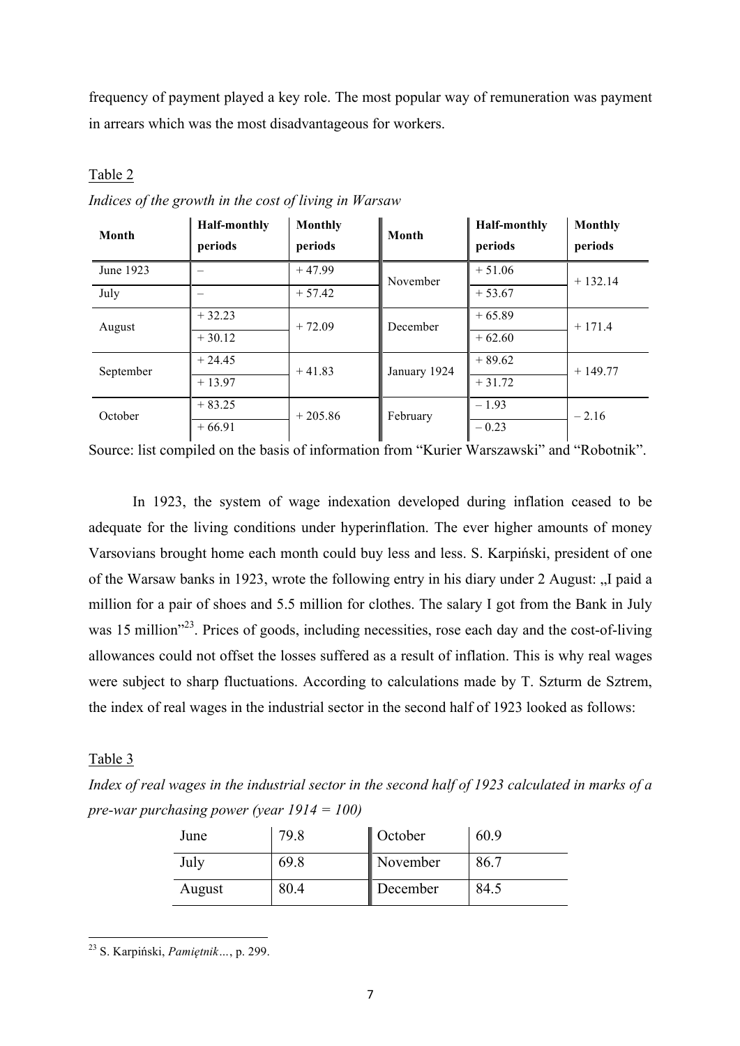frequency of payment played a key role. The most popular way of remuneration was payment in arrears which was the most disadvantageous for workers.

Table 2

*Indices of the growth in the cost of living in Warsaw*

| Month | Half-monthly periods | Monthly periods | Month | Half-monthly periods | Monthly periods |
|---|---|---|---|---|---|
| June 1923 | – | + 47.99 | November | + 51.06 | + 132.14 |
| July | – | + 57.42 | | + 53.67 | |
| August | + 32.23 | + 72.09 | December | + 65.89 | + 171.4 |
| | + 30.12 | | | + 62.60 | |
| September | + 24.45 | + 41.83 | January 1924 | + 89.62 | + 149.77 |
| | + 13.97 | | | + 31.72 | |
| October | + 83.25 | + 205.86 | February | – 1.93 | – 2.16 |
| | + 66.91 | | | – 0.23 | |

Source: list compiled on the basis of information from "Kurier Warszawski" and "Robotnik".

In 1923, the system of wage indexation developed during inflation ceased to be adequate for the living conditions under hyperinflation. The ever higher amounts of money Varsovians brought home each month could buy less and less. S. Karpiński, president of one of the Warsaw banks in 1923, wrote the following entry in his diary under 2 August: „I paid a million for a pair of shoes and 5.5 million for clothes. The salary I got from the Bank in July was 15 million"[23]. Prices of goods, including necessities, rose each day and the cost-of-living allowances could not offset the losses suffered as a result of inflation. This is why real wages were subject to sharp fluctuations. According to calculations made by T. Szturm de Sztrem, the index of real wages in the industrial sector in the second half of 1923 looked as follows:

Table 3

*Index of real wages in the industrial sector in the second half of 1923 calculated in marks of a pre-war purchasing power (year 1914 = 100)*

| | | | |
|---|---|---|---|
| June | 79.8 | October | 60.9 |
| July | 69.8 | November | 86.7 |
| August | 80.4 | December | 84.5 |

[23] S. Karpiński, *Pamiętnik…*, p. 299.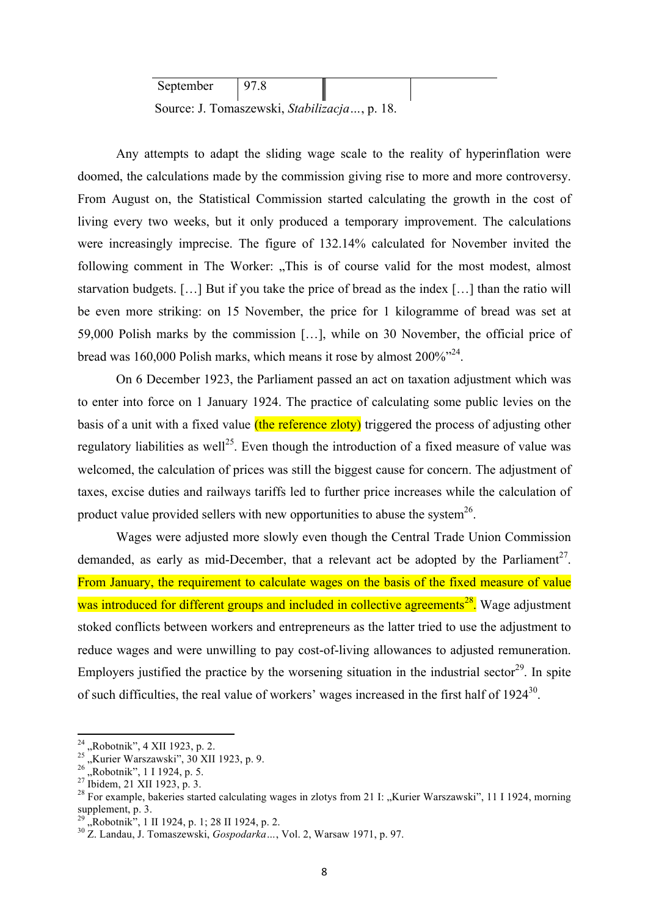| September | 97.8 | | |
| --- | --- | --- | --- |

Source: J. Tomaszewski, *Stabilizacja…*, p. 18.

Any attempts to adapt the sliding wage scale to the reality of hyperinflation were doomed, the calculations made by the commission giving rise to more and more controversy. From August on, the Statistical Commission started calculating the growth in the cost of living every two weeks, but it only produced a temporary improvement. The calculations were increasingly imprecise. The figure of 132.14% calculated for November invited the following comment in The Worker: „This is of course valid for the most modest, almost starvation budgets. […] But if you take the price of bread as the index […] than the ratio will be even more striking: on 15 November, the price for 1 kilogramme of bread was set at 59,000 Polish marks by the commission […], while on 30 November, the official price of bread was 160,000 Polish marks, which means it rose by almost 200%"[24].

On 6 December 1923, the Parliament passed an act on taxation adjustment which was to enter into force on 1 January 1924. The practice of calculating some public levies on the basis of a unit with a fixed value (the reference zloty) triggered the process of adjusting other regulatory liabilities as well[25]. Even though the introduction of a fixed measure of value was welcomed, the calculation of prices was still the biggest cause for concern. The adjustment of taxes, excise duties and railways tariffs led to further price increases while the calculation of product value provided sellers with new opportunities to abuse the system[26].

Wages were adjusted more slowly even though the Central Trade Union Commission demanded, as early as mid-December, that a relevant act be adopted by the Parliament[27]. From January, the requirement to calculate wages on the basis of the fixed measure of value was introduced for different groups and included in collective agreements[28]. Wage adjustment stoked conflicts between workers and entrepreneurs as the latter tried to use the adjustment to reduce wages and were unwilling to pay cost-of-living allowances to adjusted remuneration. Employers justified the practice by the worsening situation in the industrial sector[29]. In spite of such difficulties, the real value of workers' wages increased in the first half of 1924[30].

---

[24] „Robotnik", 4 XII 1923, p. 2.

[25] „Kurier Warszawski", 30 XII 1923, p. 9.

[26] „Robotnik", 1 I 1924, p. 5.

[27] Ibidem, 21 XII 1923, p. 3.

[28] For example, bakeries started calculating wages in zlotys from 21 I: „Kurier Warszawski", 11 I 1924, morning supplement, p. 3.

[29] „Robotnik", 1 II 1924, p. 1; 28 II 1924, p. 2.

[30] Z. Landau, J. Tomaszewski, *Gospodarka…*, Vol. 2, Warsaw 1971, p. 97.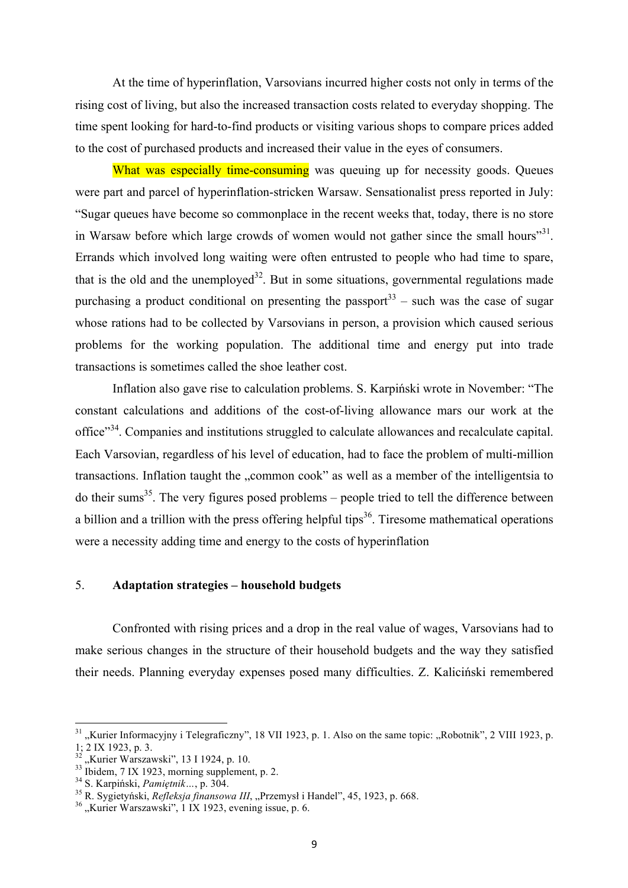At the time of hyperinflation, Varsovians incurred higher costs not only in terms of the rising cost of living, but also the increased transaction costs related to everyday shopping. The time spent looking for hard-to-find products or visiting various shops to compare prices added to the cost of purchased products and increased their value in the eyes of consumers.

What was especially time-consuming was queuing up for necessity goods. Queues were part and parcel of hyperinflation-stricken Warsaw. Sensationalist press reported in July: "Sugar queues have become so commonplace in the recent weeks that, today, there is no store in Warsaw before which large crowds of women would not gather since the small hours"[31]. Errands which involved long waiting were often entrusted to people who had time to spare, that is the old and the unemployed[32]. But in some situations, governmental regulations made purchasing a product conditional on presenting the passport[33] – such was the case of sugar whose rations had to be collected by Varsovians in person, a provision which caused serious problems for the working population. The additional time and energy put into trade transactions is sometimes called the shoe leather cost.

Inflation also gave rise to calculation problems. S. Karpiński wrote in November: "The constant calculations and additions of the cost-of-living allowance mars our work at the office"[34]. Companies and institutions struggled to calculate allowances and recalculate capital. Each Varsovian, regardless of his level of education, had to face the problem of multi-million transactions. Inflation taught the „common cook" as well as a member of the intelligentsia to do their sums[35]. The very figures posed problems – people tried to tell the difference between a billion and a trillion with the press offering helpful tips[36]. Tiresome mathematical operations were a necessity adding time and energy to the costs of hyperinflation

## 5. **Adaptation strategies – household budgets**

Confronted with rising prices and a drop in the real value of wages, Varsovians had to make serious changes in the structure of their household budgets and the way they satisfied their needs. Planning everyday expenses posed many difficulties. Z. Kaliciński remembered

---

[31] „Kurier Informacyjny i Telegraficzny", 18 VII 1923, p. 1. Also on the same topic: „Robotnik", 2 VIII 1923, p. 1; 2 IX 1923, p. 3.

[32] „Kurier Warszawski", 13 I 1924, p. 10.

[33] Ibidem, 7 IX 1923, morning supplement, p. 2.

[34] S. Karpiński, *Pamiętnik…*, p. 304.

[35] R. Sygietyński, *Refleksja finansowa III*, „Przemysł i Handel", 45, 1923, p. 668.

[36] „Kurier Warszawski", 1 IX 1923, evening issue, p. 6.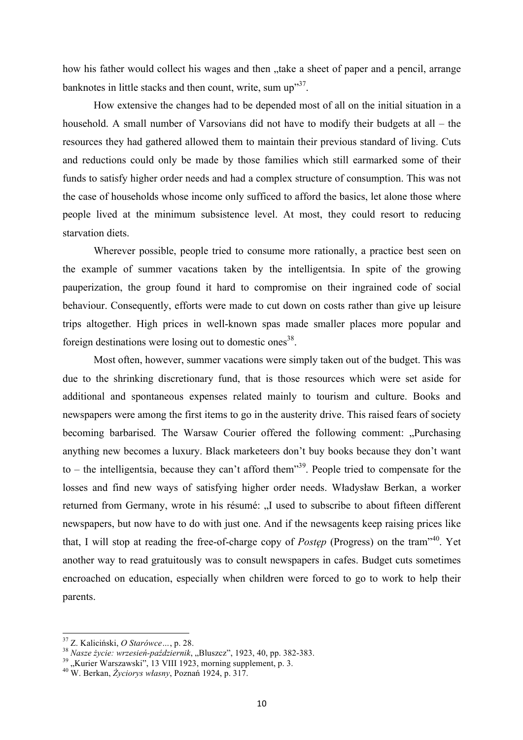how his father would collect his wages and then „take a sheet of paper and a pencil, arrange banknotes in little stacks and then count, write, sum up"[37].

How extensive the changes had to be depended most of all on the initial situation in a household. A small number of Varsovians did not have to modify their budgets at all – the resources they had gathered allowed them to maintain their previous standard of living. Cuts and reductions could only be made by those families which still earmarked some of their funds to satisfy higher order needs and had a complex structure of consumption. This was not the case of households whose income only sufficed to afford the basics, let alone those where people lived at the minimum subsistence level. At most, they could resort to reducing starvation diets.

Wherever possible, people tried to consume more rationally, a practice best seen on the example of summer vacations taken by the intelligentsia. In spite of the growing pauperization, the group found it hard to compromise on their ingrained code of social behaviour. Consequently, efforts were made to cut down on costs rather than give up leisure trips altogether. High prices in well-known spas made smaller places more popular and foreign destinations were losing out to domestic ones[38].

Most often, however, summer vacations were simply taken out of the budget. This was due to the shrinking discretionary fund, that is those resources which were set aside for additional and spontaneous expenses related mainly to tourism and culture. Books and newspapers were among the first items to go in the austerity drive. This raised fears of society becoming barbarised. The Warsaw Courier offered the following comment: „Purchasing anything new becomes a luxury. Black marketeers don't buy books because they don't want to – the intelligentsia, because they can't afford them"[39]. People tried to compensate for the losses and find new ways of satisfying higher order needs. Władysław Berkan, a worker returned from Germany, wrote in his résumé: „I used to subscribe to about fifteen different newspapers, but now have to do with just one. And if the newsagents keep raising prices like that, I will stop at reading the free-of-charge copy of *Postęp* (Progress) on the tram"[40]. Yet another way to read gratuitously was to consult newspapers in cafes. Budget cuts sometimes encroached on education, especially when children were forced to go to work to help their parents.

---

[37] Z. Kaliciński, *O Starówce…*, p. 28.

[38] *Nasze życie: wrzesień-październik*, „Bluszcz", 1923, 40, pp. 382-383.

[39] „Kurier Warszawski", 13 VIII 1923, morning supplement, p. 3.

[40] W. Berkan, *Życiorys własny*, Poznań 1924, p. 317.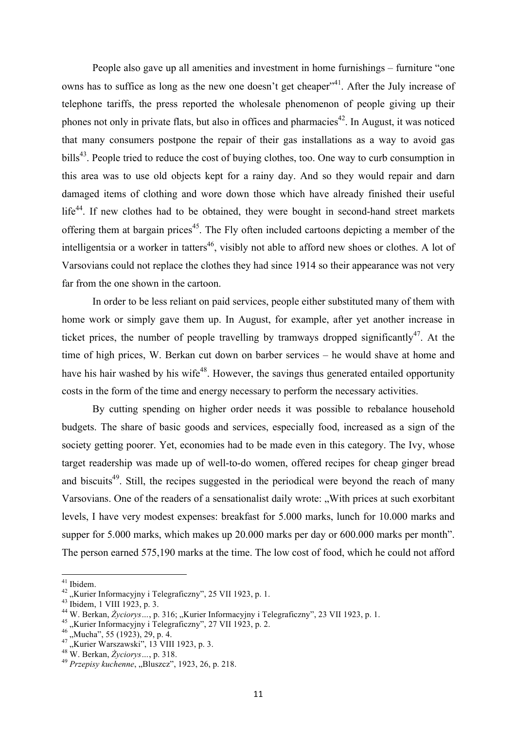People also gave up all amenities and investment in home furnishings – furniture "one owns has to suffice as long as the new one doesn't get cheaper"[41]. After the July increase of telephone tariffs, the press reported the wholesale phenomenon of people giving up their phones not only in private flats, but also in offices and pharmacies[42]. In August, it was noticed that many consumers postpone the repair of their gas installations as a way to avoid gas bills[43]. People tried to reduce the cost of buying clothes, too. One way to curb consumption in this area was to use old objects kept for a rainy day. And so they would repair and darn damaged items of clothing and wore down those which have already finished their useful life[44]. If new clothes had to be obtained, they were bought in second-hand street markets offering them at bargain prices[45]. The Fly often included cartoons depicting a member of the intelligentsia or a worker in tatters[46], visibly not able to afford new shoes or clothes. A lot of Varsovians could not replace the clothes they had since 1914 so their appearance was not very far from the one shown in the cartoon.

In order to be less reliant on paid services, people either substituted many of them with home work or simply gave them up. In August, for example, after yet another increase in ticket prices, the number of people travelling by tramways dropped significantly[47]. At the time of high prices, W. Berkan cut down on barber services – he would shave at home and have his hair washed by his wife[48]. However, the savings thus generated entailed opportunity costs in the form of the time and energy necessary to perform the necessary activities.

By cutting spending on higher order needs it was possible to rebalance household budgets. The share of basic goods and services, especially food, increased as a sign of the society getting poorer. Yet, economies had to be made even in this category. The Ivy, whose target readership was made up of well-to-do women, offered recipes for cheap ginger bread and biscuits[49]. Still, the recipes suggested in the periodical were beyond the reach of many Varsovians. One of the readers of a sensationalist daily wrote: „With prices at such exorbitant levels, I have very modest expenses: breakfast for 5.000 marks, lunch for 10.000 marks and supper for 5.000 marks, which makes up 20.000 marks per day or 600.000 marks per month". The person earned 575,190 marks at the time. The low cost of food, which he could not afford

---

[41] Ibidem.

[42] „Kurier Informacyjny i Telegraficzny", 25 VII 1923, p. 1.

[43] Ibidem, 1 VIII 1923, p. 3.

[44] W. Berkan, *Życiorys…*, p. 316; „Kurier Informacyjny i Telegraficzny", 23 VII 1923, p. 1.

[45] „Kurier Informacyjny i Telegraficzny", 27 VII 1923, p. 2.

[46] „Mucha", 55 (1923), 29, p. 4.

[47] „Kurier Warszawski", 13 VIII 1923, p. 3.

[48] W. Berkan, *Życiorys…*, p. 318.

[49] *Przepisy kuchenne*, „Bluszcz", 1923, 26, p. 218.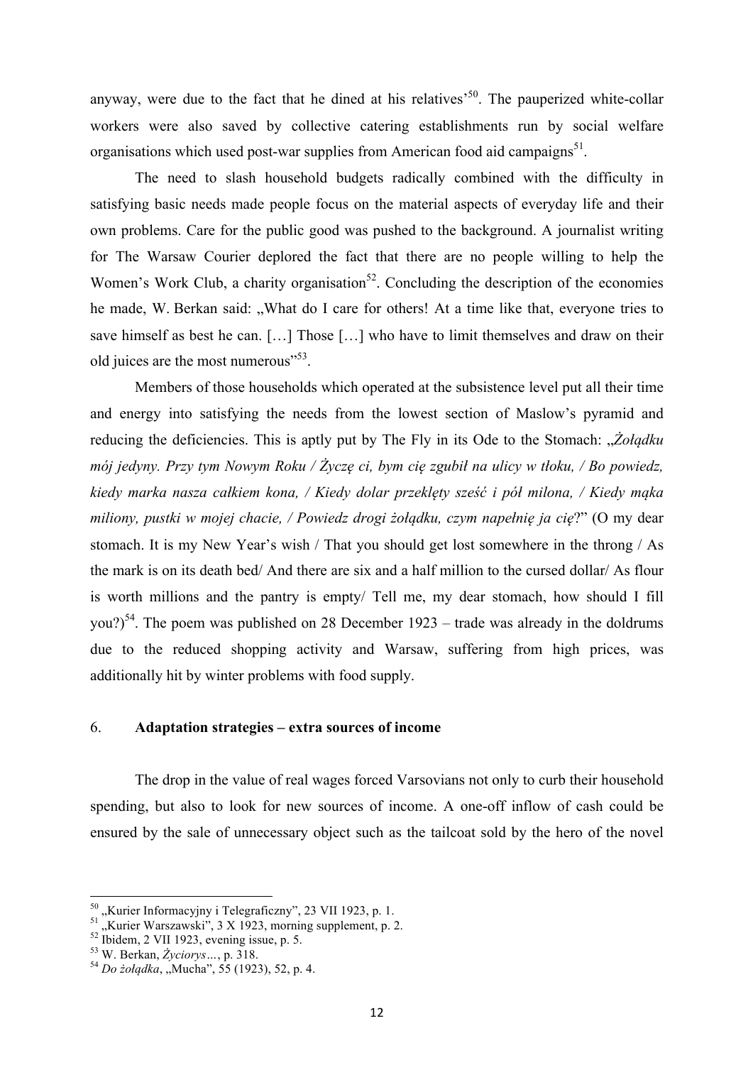anyway, were due to the fact that he dined at his relatives'[50]. The pauperized white-collar workers were also saved by collective catering establishments run by social welfare organisations which used post-war supplies from American food aid campaigns[51].

The need to slash household budgets radically combined with the difficulty in satisfying basic needs made people focus on the material aspects of everyday life and their own problems. Care for the public good was pushed to the background. A journalist writing for The Warsaw Courier deplored the fact that there are no people willing to help the Women's Work Club, a charity organisation[52]. Concluding the description of the economies he made, W. Berkan said: „What do I care for others! At a time like that, everyone tries to save himself as best he can. […] Those […] who have to limit themselves and draw on their old juices are the most numerous"[53].

Members of those households which operated at the subsistence level put all their time and energy into satisfying the needs from the lowest section of Maslow's pyramid and reducing the deficiencies. This is aptly put by The Fly in its Ode to the Stomach: „*Żołądku mój jedyny. Przy tym Nowym Roku / Życzę ci, bym cię zgubił na ulicy w tłoku, / Bo powiedz, kiedy marka nasza całkiem kona, / Kiedy dolar przeklęty sześć i pół milona, / Kiedy mąka miliony, pustki w mojej chacie, / Powiedz drogi żołądku, czym napełnię ja cię*?" (O my dear stomach. It is my New Year's wish / That you should get lost somewhere in the throng / As the mark is on its death bed/ And there are six and a half million to the cursed dollar/ As flour is worth millions and the pantry is empty/ Tell me, my dear stomach, how should I fill you?)[54]. The poem was published on 28 December 1923 – trade was already in the doldrums due to the reduced shopping activity and Warsaw, suffering from high prices, was additionally hit by winter problems with food supply.

## 6. Adaptation strategies – extra sources of income

The drop in the value of real wages forced Varsovians not only to curb their household spending, but also to look for new sources of income. A one-off inflow of cash could be ensured by the sale of unnecessary object such as the tailcoat sold by the hero of the novel

---

[50] „Kurier Informacyjny i Telegraficzny", 23 VII 1923, p. 1.

[51] „Kurier Warszawski", 3 X 1923, morning supplement, p. 2.

[52] Ibidem, 2 VII 1923, evening issue, p. 5.

[53] W. Berkan, *Życiorys…*, p. 318.

[54] *Do żołądka*, „Mucha", 55 (1923), 52, p. 4.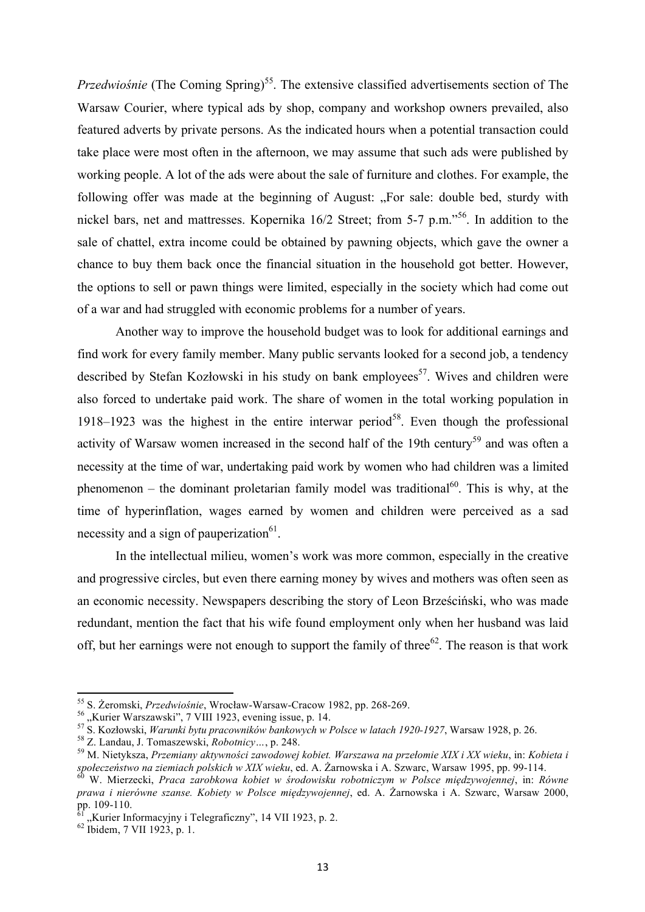*Przedwiośnie* (The Coming Spring)[55]. The extensive classified advertisements section of The Warsaw Courier, where typical ads by shop, company and workshop owners prevailed, also featured adverts by private persons. As the indicated hours when a potential transaction could take place were most often in the afternoon, we may assume that such ads were published by working people. A lot of the ads were about the sale of furniture and clothes. For example, the following offer was made at the beginning of August: „For sale: double bed, sturdy with nickel bars, net and mattresses. Kopernika 16/2 Street; from 5-7 p.m."[56]. In addition to the sale of chattel, extra income could be obtained by pawning objects, which gave the owner a chance to buy them back once the financial situation in the household got better. However, the options to sell or pawn things were limited, especially in the society which had come out of a war and had struggled with economic problems for a number of years.

Another way to improve the household budget was to look for additional earnings and find work for every family member. Many public servants looked for a second job, a tendency described by Stefan Kozłowski in his study on bank employees[57]. Wives and children were also forced to undertake paid work. The share of women in the total working population in 1918–1923 was the highest in the entire interwar period[58]. Even though the professional activity of Warsaw women increased in the second half of the 19th century[59] and was often a necessity at the time of war, undertaking paid work by women who had children was a limited phenomenon – the dominant proletarian family model was traditional[60]. This is why, at the time of hyperinflation, wages earned by women and children were perceived as a sad necessity and a sign of pauperization[61].

In the intellectual milieu, women's work was more common, especially in the creative and progressive circles, but even there earning money by wives and mothers was often seen as an economic necessity. Newspapers describing the story of Leon Brześciński, who was made redundant, mention the fact that his wife found employment only when her husband was laid off, but her earnings were not enough to support the family of three[62]. The reason is that work

---

[55] S. Żeromski, *Przedwiośnie*, Wrocław-Warsaw-Cracow 1982, pp. 268-269.

[56] „Kurier Warszawski", 7 VIII 1923, evening issue, p. 14.

[57] S. Kozłowski, *Warunki bytu pracowników bankowych w Polsce w latach 1920-1927*, Warsaw 1928, p. 26.

[58] Z. Landau, J. Tomaszewski, *Robotnicy…*, p. 248.

[59] M. Nietyksza, *Przemiany aktywności zawodowej kobiet. Warszawa na przełomie XIX i XX wieku*, in: *Kobieta i społeczeństwo na ziemiach polskich w XIX wieku*, ed. A. Żarnowska i A. Szwarc, Warsaw 1995, pp. 99-114.

[60] W. Mierzecki, *Praca zarobkowa kobiet w środowisku robotniczym w Polsce międzywojennej*, in: *Równe prawa i nierówne szanse. Kobiety w Polsce międzywojennej*, ed. A. Żarnowska i A. Szwarc, Warsaw 2000, pp. 109-110.

[61] „Kurier Informacyjny i Telegraficzny", 14 VII 1923, p. 2.

[62] Ibidem, 7 VII 1923, p. 1.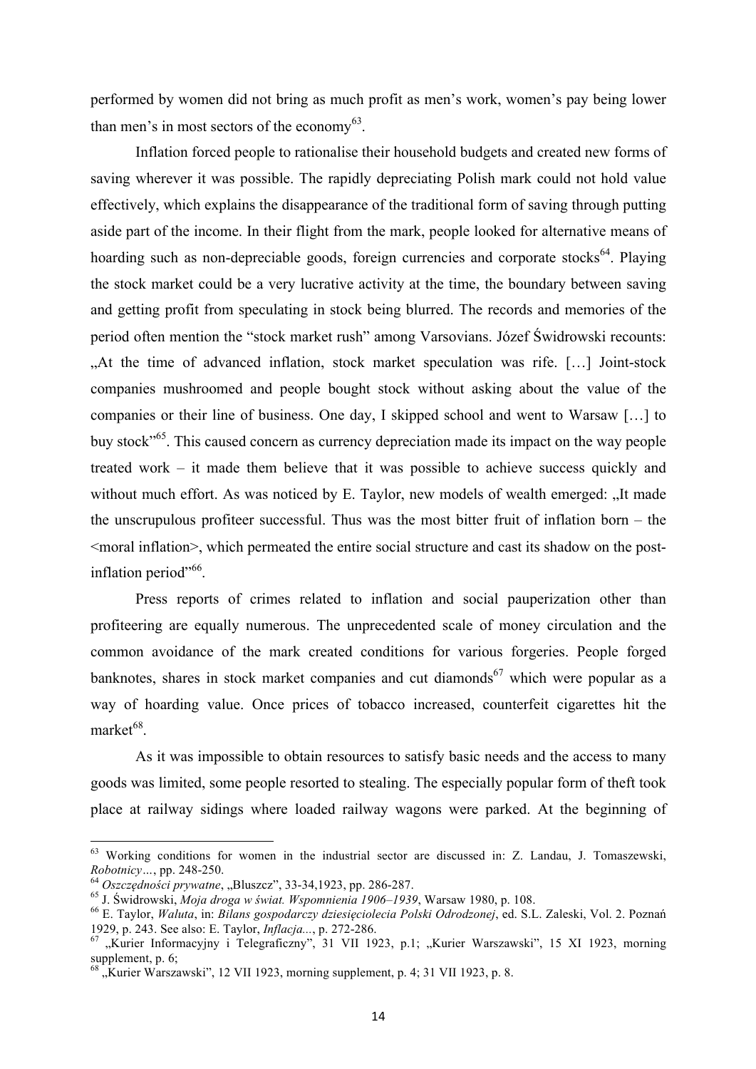performed by women did not bring as much profit as men's work, women's pay being lower than men's in most sectors of the economy[63].

Inflation forced people to rationalise their household budgets and created new forms of saving wherever it was possible. The rapidly depreciating Polish mark could not hold value effectively, which explains the disappearance of the traditional form of saving through putting aside part of the income. In their flight from the mark, people looked for alternative means of hoarding such as non-depreciable goods, foreign currencies and corporate stocks[64]. Playing the stock market could be a very lucrative activity at the time, the boundary between saving and getting profit from speculating in stock being blurred. The records and memories of the period often mention the "stock market rush" among Varsovians. Józef Świdrowski recounts: „At the time of advanced inflation, stock market speculation was rife. […] Joint-stock companies mushroomed and people bought stock without asking about the value of the companies or their line of business. One day, I skipped school and went to Warsaw […] to buy stock"[65]. This caused concern as currency depreciation made its impact on the way people treated work – it made them believe that it was possible to achieve success quickly and without much effort. As was noticed by E. Taylor, new models of wealth emerged: „It made the unscrupulous profiteer successful. Thus was the most bitter fruit of inflation born – the <moral inflation>, which permeated the entire social structure and cast its shadow on the post-inflation period"[66].

Press reports of crimes related to inflation and social pauperization other than profiteering are equally numerous. The unprecedented scale of money circulation and the common avoidance of the mark created conditions for various forgeries. People forged banknotes, shares in stock market companies and cut diamonds[67] which were popular as a way of hoarding value. Once prices of tobacco increased, counterfeit cigarettes hit the market[68].

As it was impossible to obtain resources to satisfy basic needs and the access to many goods was limited, some people resorted to stealing. The especially popular form of theft took place at railway sidings where loaded railway wagons were parked. At the beginning of

---

[63] Working conditions for women in the industrial sector are discussed in: Z. Landau, J. Tomaszewski, *Robotnicy…*, pp. 248-250.

[64] *Oszczędności prywatne*, „Bluszcz", 33-34,1923, pp. 286-287.

[65] J. Świdrowski, *Moja droga w świat. Wspomnienia 1906–1939*, Warsaw 1980, p. 108.

[66] E. Taylor, *Waluta*, in: *Bilans gospodarczy dziesięciolecia Polski Odrodzonej*, ed. S.L. Zaleski, Vol. 2. Poznań 1929, p. 243. See also: E. Taylor, *Inflacja...*, p. 272-286.

[67] „Kurier Informacyjny i Telegraficzny", 31 VII 1923, p.1; „Kurier Warszawski", 15 XI 1923, morning supplement, p. 6;

[68] „Kurier Warszawski", 12 VII 1923, morning supplement, p. 4; 31 VII 1923, p. 8.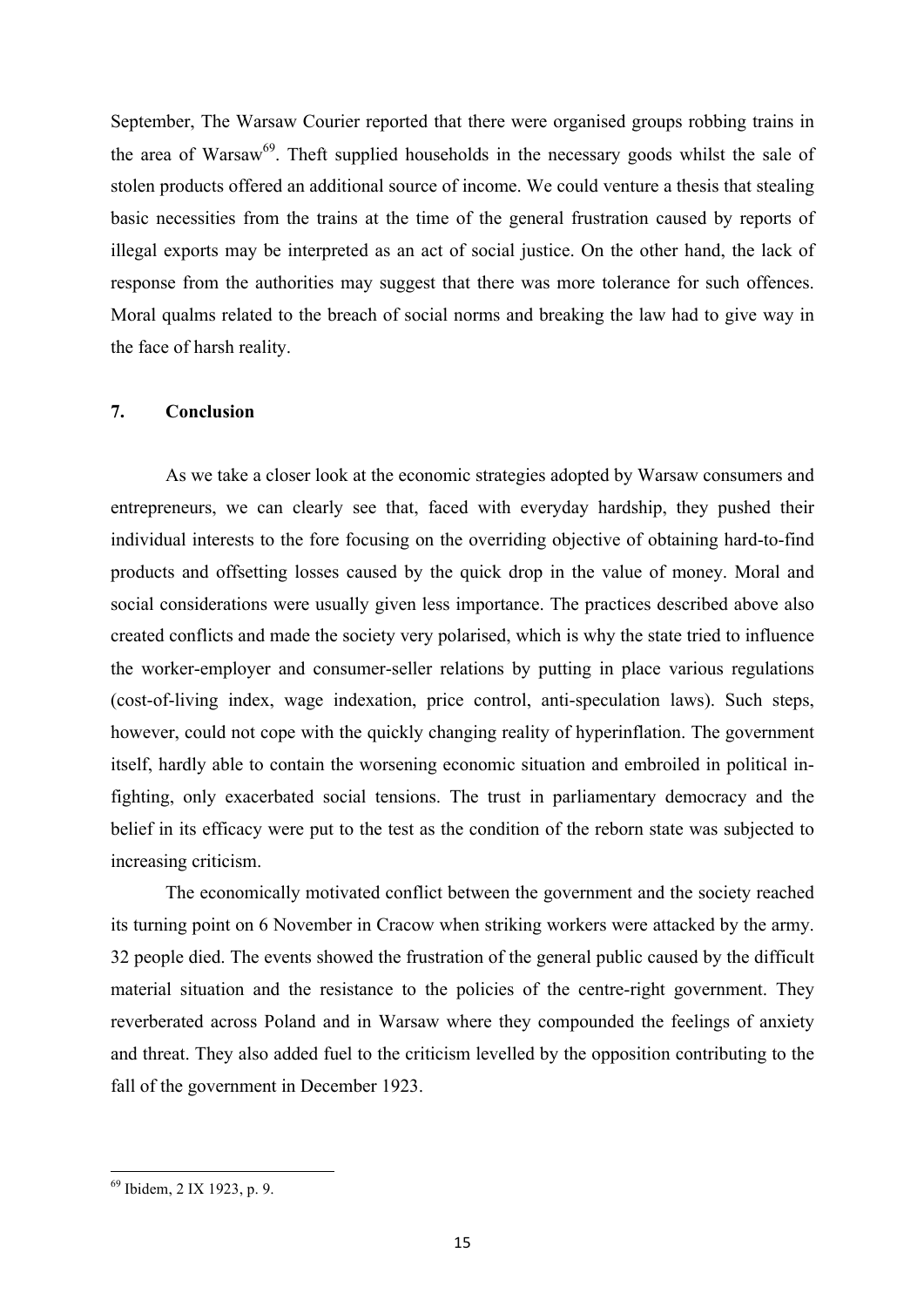September, The Warsaw Courier reported that there were organised groups robbing trains in the area of Warsaw[69]. Theft supplied households in the necessary goods whilst the sale of stolen products offered an additional source of income. We could venture a thesis that stealing basic necessities from the trains at the time of the general frustration caused by reports of illegal exports may be interpreted as an act of social justice. On the other hand, the lack of response from the authorities may suggest that there was more tolerance for such offences. Moral qualms related to the breach of social norms and breaking the law had to give way in the face of harsh reality.

## 7. Conclusion

As we take a closer look at the economic strategies adopted by Warsaw consumers and entrepreneurs, we can clearly see that, faced with everyday hardship, they pushed their individual interests to the fore focusing on the overriding objective of obtaining hard-to-find products and offsetting losses caused by the quick drop in the value of money. Moral and social considerations were usually given less importance. The practices described above also created conflicts and made the society very polarised, which is why the state tried to influence the worker-employer and consumer-seller relations by putting in place various regulations (cost-of-living index, wage indexation, price control, anti-speculation laws). Such steps, however, could not cope with the quickly changing reality of hyperinflation. The government itself, hardly able to contain the worsening economic situation and embroiled in political in-fighting, only exacerbated social tensions. The trust in parliamentary democracy and the belief in its efficacy were put to the test as the condition of the reborn state was subjected to increasing criticism.

The economically motivated conflict between the government and the society reached its turning point on 6 November in Cracow when striking workers were attacked by the army. 32 people died. The events showed the frustration of the general public caused by the difficult material situation and the resistance to the policies of the centre-right government. They reverberated across Poland and in Warsaw where they compounded the feelings of anxiety and threat. They also added fuel to the criticism levelled by the opposition contributing to the fall of the government in December 1923.

---

[69] Ibidem, 2 IX 1923, p. 9.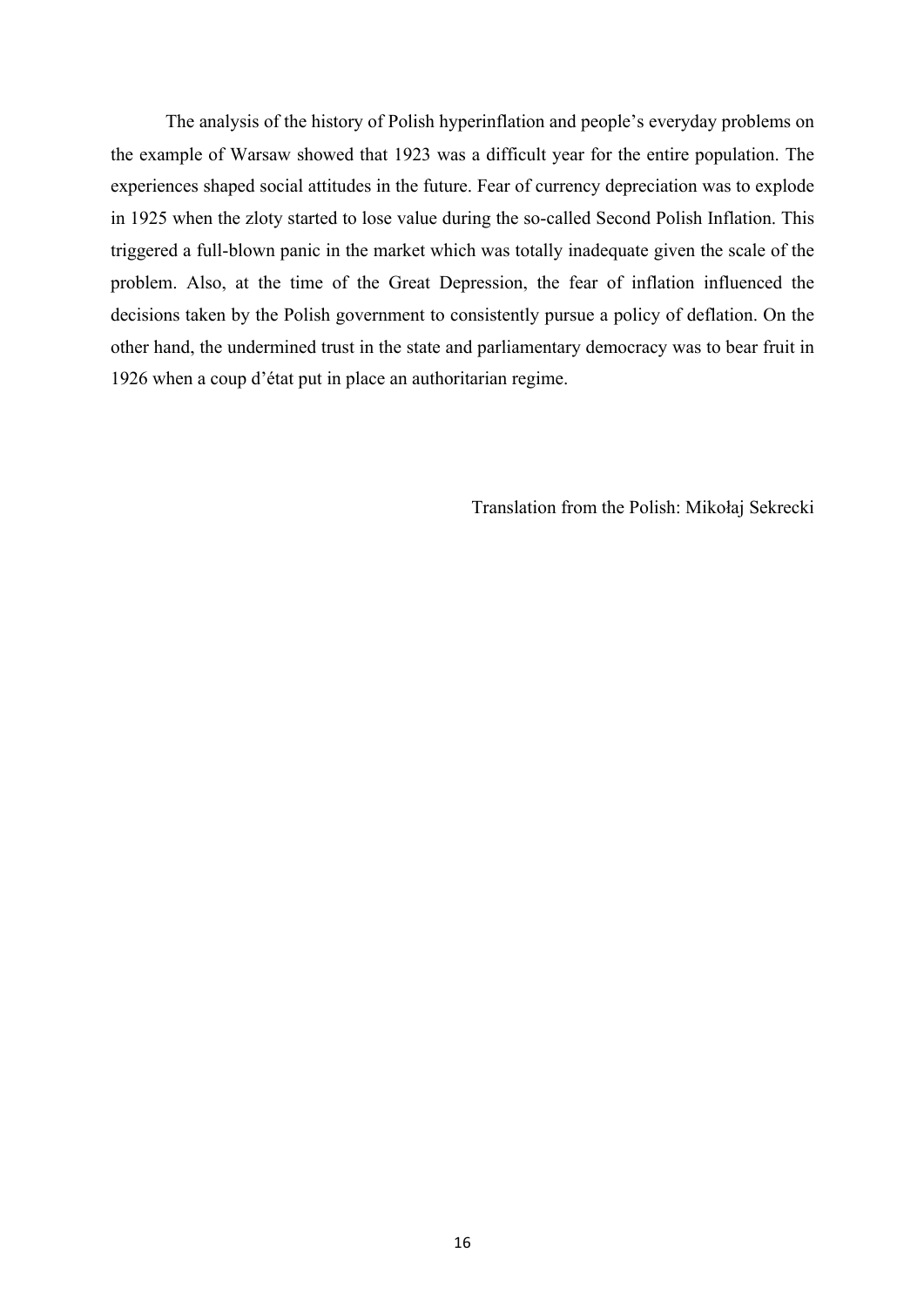The analysis of the history of Polish hyperinflation and people's everyday problems on the example of Warsaw showed that 1923 was a difficult year for the entire population. The experiences shaped social attitudes in the future. Fear of currency depreciation was to explode in 1925 when the zloty started to lose value during the so-called Second Polish Inflation. This triggered a full-blown panic in the market which was totally inadequate given the scale of the problem. Also, at the time of the Great Depression, the fear of inflation influenced the decisions taken by the Polish government to consistently pursue a policy of deflation. On the other hand, the undermined trust in the state and parliamentary democracy was to bear fruit in 1926 when a coup d'état put in place an authoritarian regime.

Translation from the Polish: Mikołaj Sekrecki